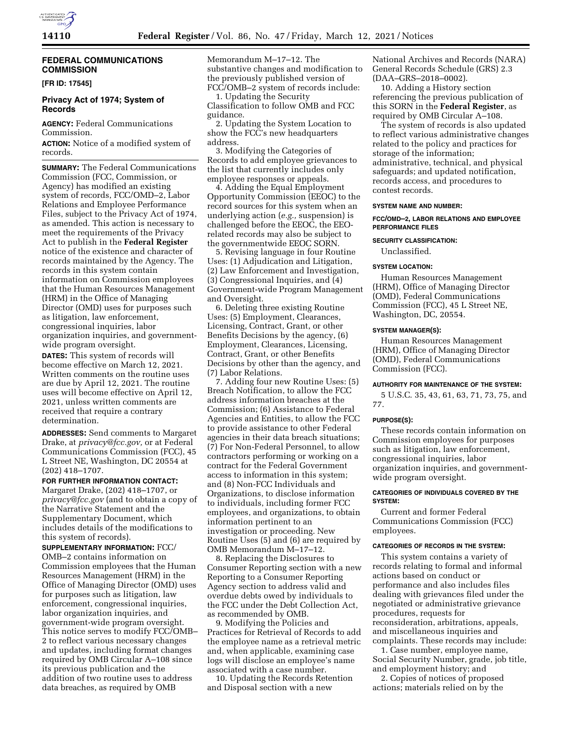## FEDERAL COMMUNICATIONS COMMISSION

**[FR ID: 17545]**

### Privacy Act of 1974; System of Records

**AGENCY:** Federal Communications Commission.

**ACTION:** Notice of a modified system of records.

**SUMMARY:** The Federal Communications Commission (FCC, Commission, or Agency) has modified an existing system of records, FCC/OMD–2, Labor Relations and Employee Performance Files, subject to the Privacy Act of 1974, as amended. This action is necessary to meet the requirements of the Privacy Act to publish in the **Federal Register** notice of the existence and character of records maintained by the Agency. The records in this system contain information on Commission employees that the Human Resources Management (HRM) in the Office of Managing Director (OMD) uses for purposes such as litigation, law enforcement, congressional inquiries, labor organization inquiries, and government-wide program oversight.

**DATES:** This system of records will become effective on March 12, 2021. Written comments on the routine uses are due by April 12, 2021. The routine uses will become effective on April 12, 2021, unless written comments are received that require a contrary determination.

**ADDRESSES:** Send comments to Margaret Drake, at *privacy@fcc.gov,* or at Federal Communications Commission (FCC), 45 L Street NE, Washington, DC 20554 at (202) 418–1707.

**FOR FURTHER INFORMATION CONTACT:** Margaret Drake, (202) 418–1707, or *privacy@fcc.gov* (and to obtain a copy of the Narrative Statement and the Supplementary Document, which includes details of the modifications to this system of records).

**SUPPLEMENTARY INFORMATION:** FCC/OMB–2 contains information on Commission employees that the Human Resources Management (HRM) in the Office of Managing Director (OMD) uses for purposes such as litigation, law enforcement, congressional inquiries, labor organization inquiries, and government-wide program oversight. This notice serves to modify FCC/OMB–2 to reflect various necessary changes and updates, including format changes required by OMB Circular A–108 since its previous publication and the addition of two routine uses to address data breaches, as required by OMB Memorandum M–17–12. The substantive changes and modification to the previously published version of FCC/OMB–2 system of records include:

1. Updating the Security Classification to follow OMB and FCC guidance.
2. Updating the System Location to show the FCC's new headquarters address.
3. Modifying the Categories of Records to add employee grievances to the list that currently includes only employee responses or appeals.
4. Adding the Equal Employment Opportunity Commission (EEOC) to the record sources for this system when an underlying action (*e.g.,* suspension) is challenged before the EEOC, the EEO-related records may also be subject to the governmentwide EEOC SORN.
5. Revising language in four Routine Uses: (1) Adjudication and Litigation, (2) Law Enforcement and Investigation, (3) Congressional Inquiries, and (4) Government-wide Program Management and Oversight.
6. Deleting three existing Routine Uses: (5) Employment, Clearances, Licensing, Contract, Grant, or other Benefits Decisions by the agency, (6) Employment, Clearances, Licensing, Contract, Grant, or other Benefits Decisions by other than the agency, and (7) Labor Relations.
7. Adding four new Routine Uses: (5) Breach Notification, to allow the FCC address information breaches at the Commission; (6) Assistance to Federal Agencies and Entities, to allow the FCC to provide assistance to other Federal agencies in their data breach situations; (7) For Non-Federal Personnel, to allow contractors performing or working on a contract for the Federal Government access to information in this system; and (8) Non-FCC Individuals and Organizations, to disclose information to individuals, including former FCC employees, and organizations, to obtain information pertinent to an investigation or proceeding. New Routine Uses (5) and (6) are required by OMB Memorandum M–17–12.
8. Replacing the Disclosures to Consumer Reporting section with a new Reporting to a Consumer Reporting Agency section to address valid and overdue debts owed by individuals to the FCC under the Debt Collection Act, as recommended by OMB.
9. Modifying the Policies and Practices for Retrieval of Records to add the employee name as a retrieval metric and, when applicable, examining case logs will disclose an employee's name associated with a case number.
10. Updating the Records Retention and Disposal section with a new National Archives and Records (NARA) General Records Schedule (GRS) 2.3 (DAA–GRS–2018–0002).
10. Adding a History section referencing the previous publication of this SORN in the **Federal Register**, as required by OMB Circular A–108.

The system of records is also updated to reflect various administrative changes related to the policy and practices for storage of the information; administrative, technical, and physical safeguards; and updated notification, records access, and procedures to contest records.

#### SYSTEM NAME AND NUMBER:

FCC/OMD–2, LABOR RELATIONS AND EMPLOYEE PERFORMANCE FILES

#### SECURITY CLASSIFICATION:

Unclassified.

#### SYSTEM LOCATION:

Human Resources Management (HRM), Office of Managing Director (OMD), Federal Communications Commission (FCC), 45 L Street NE, Washington, DC, 20554.

#### SYSTEM MANAGER(S):

Human Resources Management (HRM), Office of Managing Director (OMD), Federal Communications Commission (FCC).

#### AUTHORITY FOR MAINTENANCE OF THE SYSTEM:

5 U.S.C. 35, 43, 61, 63, 71, 73, 75, and 77.

#### PURPOSE(S):

These records contain information on Commission employees for purposes such as litigation, law enforcement, congressional inquiries, labor organization inquiries, and government-wide program oversight.

#### CATEGORIES OF INDIVIDUALS COVERED BY THE SYSTEM:

Current and former Federal Communications Commission (FCC) employees.

#### CATEGORIES OF RECORDS IN THE SYSTEM:

This system contains a variety of records relating to formal and informal actions based on conduct or performance and also includes files dealing with grievances filed under the negotiated or administrative grievance procedures, requests for reconsideration, arbitrations, appeals, and miscellaneous inquiries and complaints. These records may include:

1. Case number, employee name, Social Security Number, grade, job title, and employment history; and
2. Copies of notices of proposed actions; materials relied on by the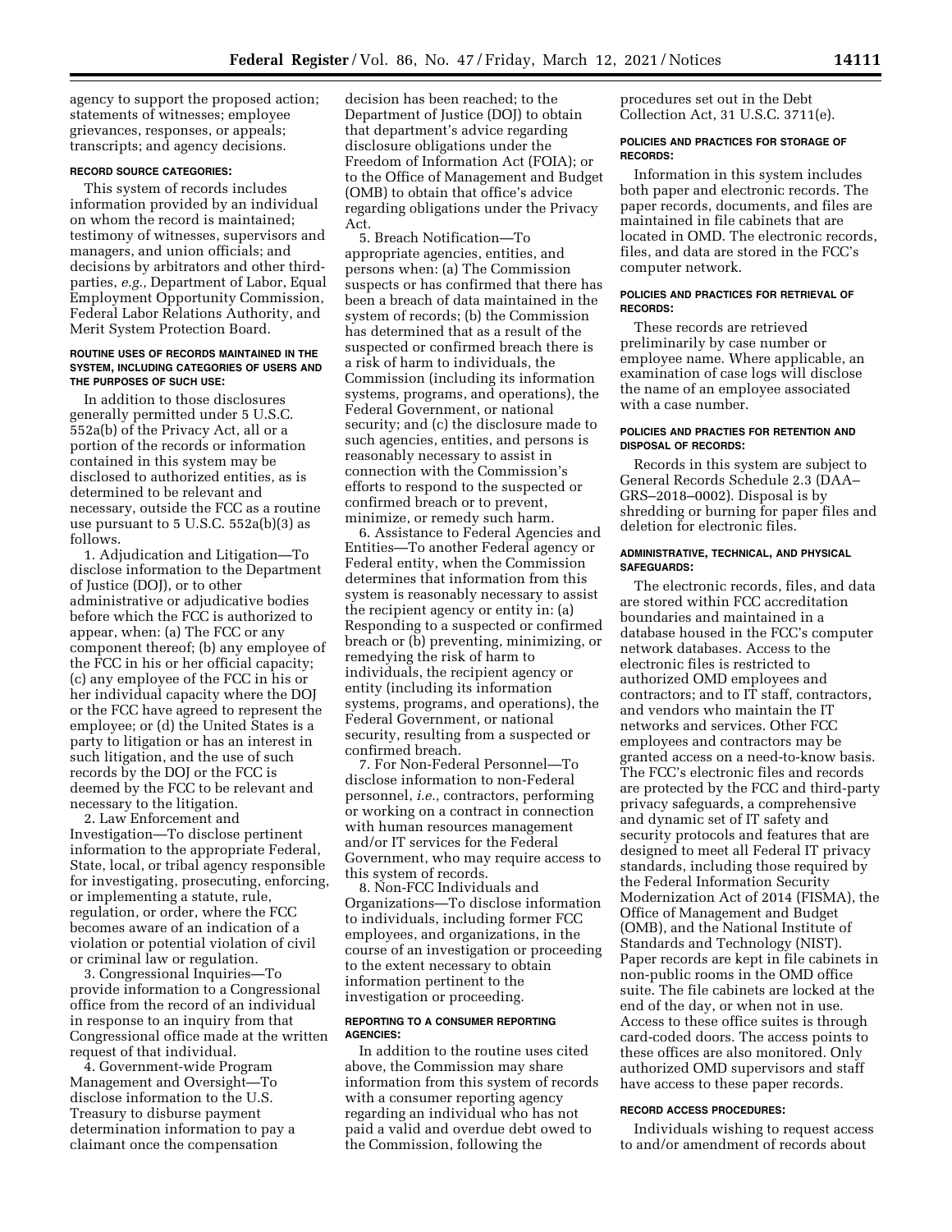agency to support the proposed action; statements of witnesses; employee grievances, responses, or appeals; transcripts; and agency decisions.

#### RECORD SOURCE CATEGORIES:

This system of records includes information provided by an individual on whom the record is maintained; testimony of witnesses, supervisors and managers, and union officials; and decisions by arbitrators and other third-parties, *e.g.,* Department of Labor, Equal Employment Opportunity Commission, Federal Labor Relations Authority, and Merit System Protection Board.

#### ROUTINE USES OF RECORDS MAINTAINED IN THE SYSTEM, INCLUDING CATEGORIES OF USERS AND THE PURPOSES OF SUCH USE:

In addition to those disclosures generally permitted under 5 U.S.C. 552a(b) of the Privacy Act, all or a portion of the records or information contained in this system may be disclosed to authorized entities, as is determined to be relevant and necessary, outside the FCC as a routine use pursuant to 5 U.S.C. 552a(b)(3) as follows.

1. Adjudication and Litigation—To disclose information to the Department of Justice (DOJ), or to other administrative or adjudicative bodies before which the FCC is authorized to appear, when: (a) The FCC or any component thereof; (b) any employee of the FCC in his or her official capacity; (c) any employee of the FCC in his or her individual capacity where the DOJ or the FCC have agreed to represent the employee; or (d) the United States is a party to litigation or has an interest in such litigation, and the use of such records by the DOJ or the FCC is deemed by the FCC to be relevant and necessary to the litigation.

2. Law Enforcement and Investigation—To disclose pertinent information to the appropriate Federal, State, local, or tribal agency responsible for investigating, prosecuting, enforcing, or implementing a statute, rule, regulation, or order, where the FCC becomes aware of an indication of a violation or potential violation of civil or criminal law or regulation.

3. Congressional Inquiries—To provide information to a Congressional office from the record of an individual in response to an inquiry from that Congressional office made at the written request of that individual.

4. Government-wide Program Management and Oversight—To disclose information to the U.S. Treasury to disburse payment determination information to pay a claimant once the compensation decision has been reached; to the Department of Justice (DOJ) to obtain that department's advice regarding disclosure obligations under the Freedom of Information Act (FOIA); or to the Office of Management and Budget (OMB) to obtain that office's advice regarding obligations under the Privacy Act.

5. Breach Notification—To appropriate agencies, entities, and persons when: (a) The Commission suspects or has confirmed that there has been a breach of data maintained in the system of records; (b) the Commission has determined that as a result of the suspected or confirmed breach there is a risk of harm to individuals, the Commission (including its information systems, programs, and operations), the Federal Government, or national security; and (c) the disclosure made to such agencies, entities, and persons is reasonably necessary to assist in connection with the Commission's efforts to respond to the suspected or confirmed breach or to prevent, minimize, or remedy such harm.

6. Assistance to Federal Agencies and Entities—To another Federal agency or Federal entity, when the Commission determines that information from this system is reasonably necessary to assist the recipient agency or entity in: (a) Responding to a suspected or confirmed breach or (b) preventing, minimizing, or remedying the risk of harm to individuals, the recipient agency or entity (including its information systems, programs, and operations), the Federal Government, or national security, resulting from a suspected or confirmed breach.

7. For Non-Federal Personnel—To disclose information to non-Federal personnel, *i.e.,* contractors, performing or working on a contract in connection with human resources management and/or IT services for the Federal Government, who may require access to this system of records.

8. Non-FCC Individuals and Organizations—To disclose information to individuals, including former FCC employees, and organizations, in the course of an investigation or proceeding to the extent necessary to obtain information pertinent to the investigation or proceeding.

#### REPORTING TO A CONSUMER REPORTING AGENCIES:

In addition to the routine uses cited above, the Commission may share information from this system of records with a consumer reporting agency regarding an individual who has not paid a valid and overdue debt owed to the Commission, following the procedures set out in the Debt Collection Act, 31 U.S.C. 3711(e).

#### POLICIES AND PRACTICES FOR STORAGE OF RECORDS:

Information in this system includes both paper and electronic records. The paper records, documents, and files are maintained in file cabinets that are located in OMD. The electronic records, files, and data are stored in the FCC's computer network.

#### POLICIES AND PRACTICES FOR RETRIEVAL OF RECORDS:

These records are retrieved preliminarily by case number or employee name. Where applicable, an examination of case logs will disclose the name of an employee associated with a case number.

#### POLICIES AND PRACTIES FOR RETENTION AND DISPOSAL OF RECORDS:

Records in this system are subject to General Records Schedule 2.3 (DAA–GRS–2018–0002). Disposal is by shredding or burning for paper files and deletion for electronic files.

#### ADMINISTRATIVE, TECHNICAL, AND PHYSICAL SAFEGUARDS:

The electronic records, files, and data are stored within FCC accreditation boundaries and maintained in a database housed in the FCC's computer network databases. Access to the electronic files is restricted to authorized OMD employees and contractors; and to IT staff, contractors, and vendors who maintain the IT networks and services. Other FCC employees and contractors may be granted access on a need-to-know basis. The FCC's electronic files and records are protected by the FCC and third-party privacy safeguards, a comprehensive and dynamic set of IT safety and security protocols and features that are designed to meet all Federal IT privacy standards, including those required by the Federal Information Security Modernization Act of 2014 (FISMA), the Office of Management and Budget (OMB), and the National Institute of Standards and Technology (NIST). Paper records are kept in file cabinets in non-public rooms in the OMD office suite. The file cabinets are locked at the end of the day, or when not in use. Access to these office suites is through card-coded doors. The access points to these offices are also monitored. Only authorized OMD supervisors and staff have access to these paper records.

#### RECORD ACCESS PROCEDURES:

Individuals wishing to request access to and/or amendment of records about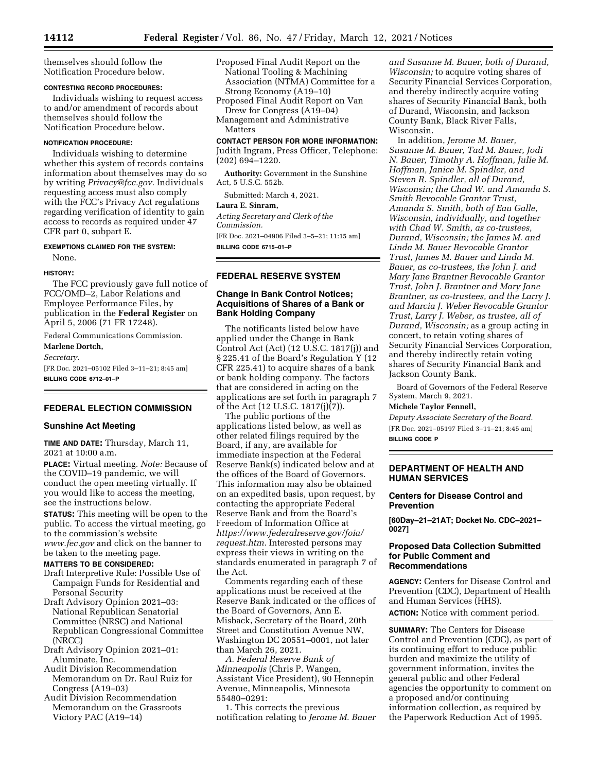themselves should follow the Notification Procedure below.

**CONTESTING RECORD PROCEDURES:**

Individuals wishing to request access to and/or amendment of records about themselves should follow the Notification Procedure below.

**NOTIFICATION PROCEDURE:**

Individuals wishing to determine whether this system of records contains information about themselves may do so by writing *Privacy@fcc.gov.* Individuals requesting access must also comply with the FCC's Privacy Act regulations regarding verification of identity to gain access to records as required under 47 CFR part 0, subpart E.

**EXEMPTIONS CLAIMED FOR THE SYSTEM:**

None.

**HISTORY:**

The FCC previously gave full notice of FCC/OMD–2, Labor Relations and Employee Performance Files, by publication in the **Federal Register** on April 5, 2006 (71 FR 17248).

Federal Communications Commission.

**Marlene Dortch,**

*Secretary.*

[FR Doc. 2021–05102 Filed 3–11–21; 8:45 am]

**BILLING CODE 6712–01–P**

## FEDERAL ELECTION COMMISSION

### Sunshine Act Meeting

**TIME AND DATE:** Thursday, March 11, 2021 at 10:00 a.m.

**PLACE:** Virtual meeting. *Note:* Because of the COVID–19 pandemic, we will conduct the open meeting virtually. If you would like to access the meeting, see the instructions below.

**STATUS:** This meeting will be open to the public. To access the virtual meeting, go to the commission's website *www.fec.gov* and click on the banner to be taken to the meeting page.

**MATTERS TO BE CONSIDERED:**

Draft Interpretive Rule: Possible Use of Campaign Funds for Residential and Personal Security

Draft Advisory Opinion 2021–03: National Republican Senatorial Committee (NRSC) and National Republican Congressional Committee (NRCC)

Draft Advisory Opinion 2021–01: Aluminate, Inc.

Audit Division Recommendation Memorandum on Dr. Raul Ruiz for Congress (A19–03)

Audit Division Recommendation Memorandum on the Grassroots Victory PAC (A19–14)

Proposed Final Audit Report on the National Tooling & Machining Association (NTMA) Committee for a Strong Economy (A19–10)

Proposed Final Audit Report on Van Drew for Congress (A19–04)

Management and Administrative Matters

**CONTACT PERSON FOR MORE INFORMATION:** Judith Ingram, Press Officer, Telephone: (202) 694–1220.

**Authority:** Government in the Sunshine Act, 5 U.S.C. 552b.

Submitted: March 4, 2021.

**Laura E. Sinram,**

*Acting Secretary and Clerk of the Commission.*

[FR Doc. 2021–04906 Filed 3–5–21; 11:15 am]

**BILLING CODE 6715–01–P**

## FEDERAL RESERVE SYSTEM

### Change in Bank Control Notices; Acquisitions of Shares of a Bank or Bank Holding Company

The notificants listed below have applied under the Change in Bank Control Act (Act) (12 U.S.C. 1817(j)) and § 225.41 of the Board's Regulation Y (12 CFR 225.41) to acquire shares of a bank or bank holding company. The factors that are considered in acting on the applications are set forth in paragraph 7 of the Act (12 U.S.C. 1817(j)(7)).

The public portions of the applications listed below, as well as other related filings required by the Board, if any, are available for immediate inspection at the Federal Reserve Bank(s) indicated below and at the offices of the Board of Governors. This information may also be obtained on an expedited basis, upon request, by contacting the appropriate Federal Reserve Bank and from the Board's Freedom of Information Office at *https://www.federalreserve.gov/foia/request.htm.* Interested persons may express their views in writing on the standards enumerated in paragraph 7 of the Act.

Comments regarding each of these applications must be received at the Reserve Bank indicated or the offices of the Board of Governors, Ann E. Misback, Secretary of the Board, 20th Street and Constitution Avenue NW, Washington DC 20551–0001, not later than March 26, 2021.

*A. Federal Reserve Bank of Minneapolis* (Chris P. Wangen, Assistant Vice President), 90 Hennepin Avenue, Minneapolis, Minnesota 55480–0291:

1. This corrects the previous notification relating to *Jerome M. Bauer and Susanne M. Bauer, both of Durand, Wisconsin;* to acquire voting shares of Security Financial Services Corporation, and thereby indirectly acquire voting shares of Security Financial Bank, both of Durand, Wisconsin, and Jackson County Bank, Black River Falls, Wisconsin.

In addition, *Jerome M. Bauer, Susanne M. Bauer, Tad M. Bauer, Jodi N. Bauer, Timothy A. Hoffman, Julie M. Hoffman, Janice M. Spindler, and Steven R. Spindler, all of Durand, Wisconsin; the Chad W. and Amanda S. Smith Revocable Grantor Trust, Amanda S. Smith, both of Eau Galle, Wisconsin, individually, and together with Chad W. Smith, as co-trustees, Durand, Wisconsin; the James M. and Linda M. Bauer Revocable Grantor Trust, James M. Bauer and Linda M. Bauer, as co-trustees, the John J. and Mary Jane Brantner Revocable Grantor Trust, John J. Brantner and Mary Jane Brantner, as co-trustees, and the Larry J. and Marcia J. Weber Revocable Grantor Trust, Larry J. Weber, as trustee, all of Durand, Wisconsin;* as a group acting in concert, to retain voting shares of Security Financial Services Corporation, and thereby indirectly retain voting shares of Security Financial Bank and Jackson County Bank.

Board of Governors of the Federal Reserve System, March 9, 2021.

**Michele Taylor Fennell,**

*Deputy Associate Secretary of the Board.*

[FR Doc. 2021–05197 Filed 3–11–21; 8:45 am]

**BILLING CODE P**

## DEPARTMENT OF HEALTH AND HUMAN SERVICES

### Centers for Disease Control and Prevention

**[60Day–21–21AT; Docket No. CDC–2021–0027]**

### Proposed Data Collection Submitted for Public Comment and Recommendations

**AGENCY:** Centers for Disease Control and Prevention (CDC), Department of Health and Human Services (HHS).

**ACTION:** Notice with comment period.

**SUMMARY:** The Centers for Disease Control and Prevention (CDC), as part of its continuing effort to reduce public burden and maximize the utility of government information, invites the general public and other Federal agencies the opportunity to comment on a proposed and/or continuing information collection, as required by the Paperwork Reduction Act of 1995.